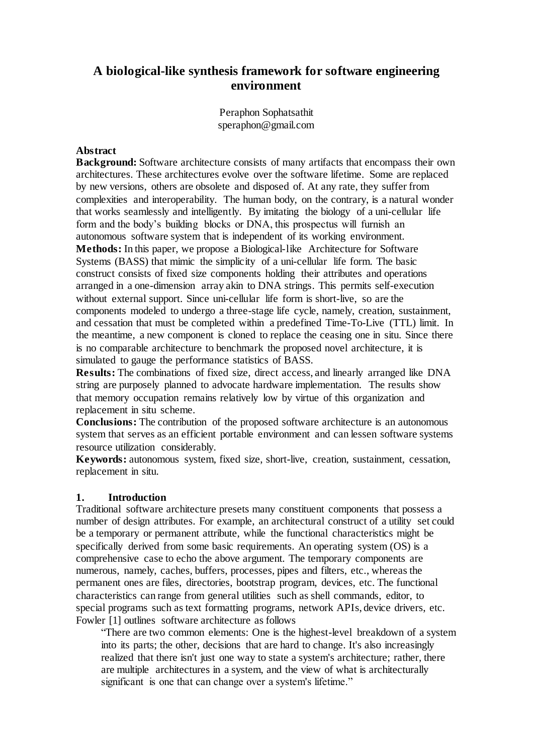# A biological-like synthesis framework for software engineering environment

Peraphon Sophatsathit
sperap hon@gmail.com

**Abstract**

**Background:** Software architecture consists of many artifacts that encompass their own architectures. These architectures evolve over the software lifetime. Some are replaced by new versions, others are obsolete and disposed of. At any rate, they suffer from complexities and interoperability. The human body, on the contrary, is a natural wonder that works seamlessly and intelligently. By imitating the biology of a uni-cellular life form and the body's building blocks or DNA, this prospectus will furnish an autonomous software system that is independent of its working environment.

**Methods:** In this paper, we propose a Biological-like Architecture for Software Systems (BASS) that mimic the simplicity of a uni-cellular life form. The basic construct consists of fixed size components holding their attributes and operations arranged in a one-dimension array akin to DNA strings. This permits self-execution without external support. Since uni-cellular life form is short-live, so are the components modeled to undergo a three-stage life cycle, namely, creation, sustainment, and cessation that must be completed within a predefined Time-To-Live (TTL) limit. In the meantime, a new component is cloned to replace the ceasing one in situ. Since there is no comparable architecture to benchmark the proposed novel architecture, it is simulated to gauge the performance statistics of BASS.

**Results:** The combinations of fixed size, direct access, and linearly arranged like DNA string are purposely planned to advocate hardware implementation. The results show that memory occupation remains relatively low by virtue of this organization and replacement in situ scheme.

**Conclusions:** The contribution of the proposed software architecture is an autonomous system that serves as an efficient portable environment and can lessen software systems resource utilization considerably.

**Keywords:** autonomous system, fixed size, short-live, creation, sustainment, cessation, replacement in situ.

## 1. Introduction

Traditional software architecture presets many constituent components that possess a number of design attributes. For example, an architectural construct of a utility set could be a temporary or permanent attribute, while the functional characteristics might be specifically derived from some basic requirements. An operating system (OS) is a comprehensive case to echo the above argument. The temporary components are numerous, namely, caches, buffers, processes, pipes and filters, etc., whereas the permanent ones are files, directories, bootstrap program, devices, etc. The functional characteristics can range from general utilities such as shell commands, editor, to special programs such as text formatting programs, network APIs, device drivers, etc. Fowler [1] outlines software architecture as follows

> "There are two common elements: One is the highest-level breakdown of a system into its parts; the other, decisions that are hard to change. It's also increasingly realized that there isn't just one way to state a system's architecture; rather, there are multiple architectures in a system, and the view of what is architecturally significant is one that can change over a system's lifetime."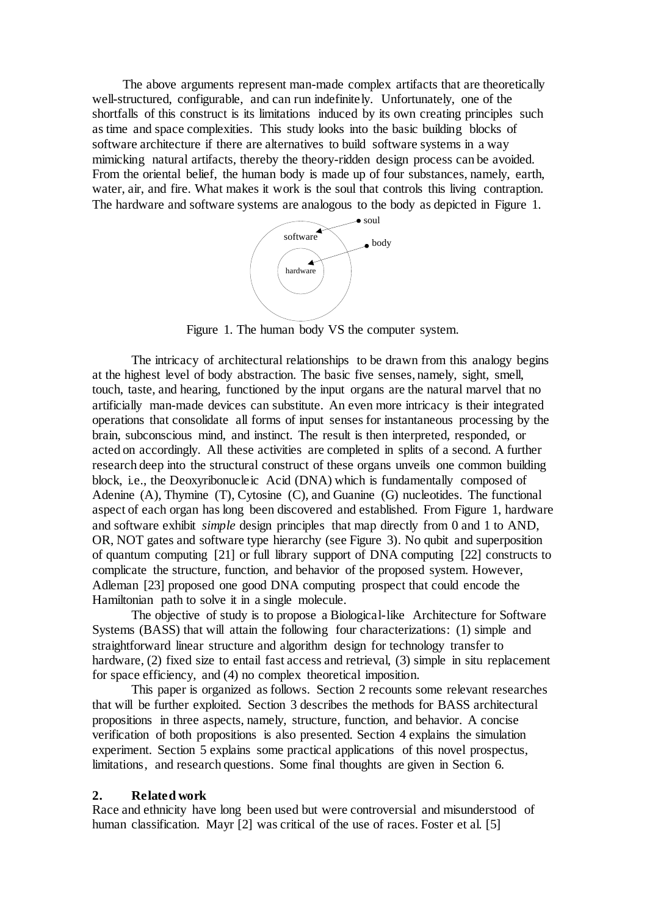The above arguments represent man-made complex artifacts that are theoretically well-structured, configurable, and can run indefinitely. Unfortunately, one of the shortfalls of this construct is its limitations induced by its own creating principles such as time and space complexities. This study looks into the basic building blocks of software architecture if there are alternatives to build software systems in a way mimicking natural artifacts, thereby the theory-ridden design process can be avoided. From the oriental belief, the human body is made up of four substances, namely, earth, water, air, and fire. What makes it work is the soul that controls this living contraption. The hardware and software systems are analogous to the body as depicted in Figure 1.

Figure 1. The human body VS the computer system.

The intricacy of architectural relationships to be drawn from this analogy begins at the highest level of body abstraction. The basic five senses, namely, sight, smell, touch, taste, and hearing, functioned by the input organs are the natural marvel that no artificially man-made devices can substitute. An even more intricacy is their integrated operations that consolidate all forms of input senses for instantaneous processing by the brain, subconscious mind, and instinct. The result is then interpreted, responded, or acted on accordingly. All these activities are completed in splits of a second. A further research deep into the structural construct of these organs unveils one common building block, i.e., the Deoxyribonucleic Acid (DNA) which is fundamentally composed of Adenine (A), Thymine (T), Cytosine (C), and Guanine (G) nucleotides. The functional aspect of each organ has long been discovered and established. From Figure 1, hardware and software exhibit *simple* design principles that map directly from 0 and 1 to AND, OR, NOT gates and software type hierarchy (see Figure 3). No qubit and superposition of quantum computing [21] or full library support of DNA computing [22] constructs to complicate the structure, function, and behavior of the proposed system. However, Adleman [23] proposed one good DNA computing prospect that could encode the Hamiltonian path to solve it in a single molecule.

The objective of study is to propose a Biological-like Architecture for Software Systems (BASS) that will attain the following four characterizations: (1) simple and straightforward linear structure and algorithm design for technology transfer to hardware, (2) fixed size to entail fast access and retrieval, (3) simple in situ replacement for space efficiency, and (4) no complex theoretical imposition.

This paper is organized as follows. Section 2 recounts some relevant researches that will be further exploited. Section 3 describes the methods for BASS architectural propositions in three aspects, namely, structure, function, and behavior. A concise verification of both propositions is also presented. Section 4 explains the simulation experiment. Section 5 explains some practical applications of this novel prospectus, limitations, and research questions. Some final thoughts are given in Section 6.

## 2. Related work

Race and ethnicity have long been used but were controversial and misunderstood of human classification. Mayr [2] was critical of the use of races. Foster et al. [5]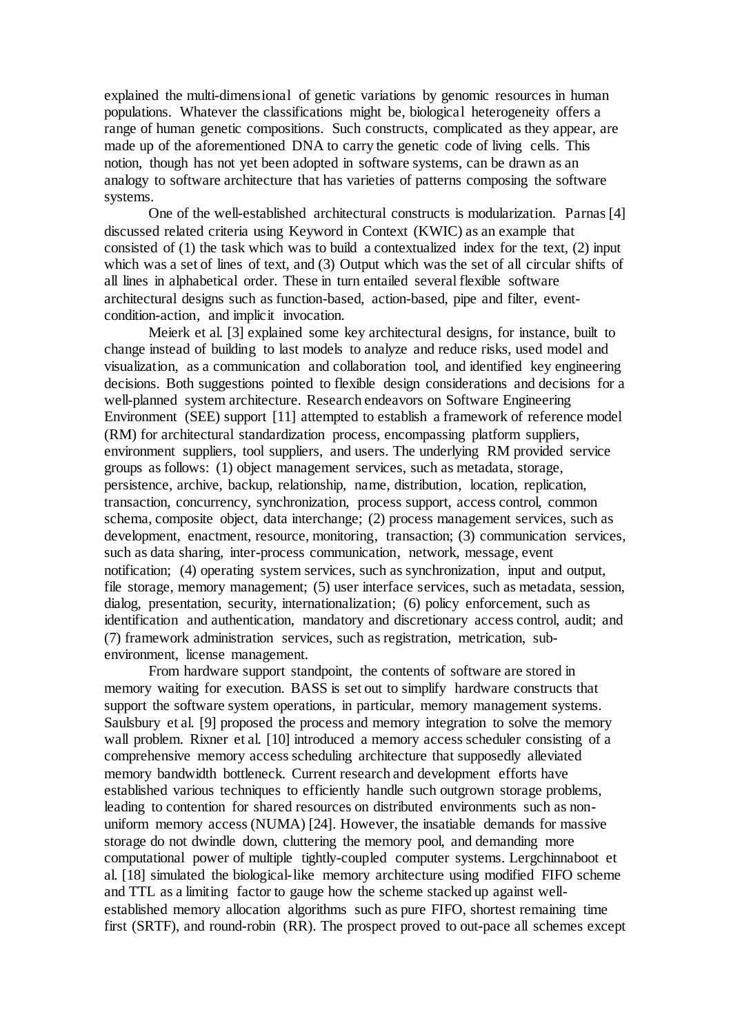explained the multi-dimensional of genetic variations by genomic resources in human populations. Whatever the classifications might be, biological heterogeneity offers a range of human genetic compositions. Such constructs, complicated as they appear, are made up of the aforementioned DNA to carry the genetic code of living cells. This notion, though has not yet been adopted in software systems, can be drawn as an analogy to software architecture that has varieties of patterns composing the software systems.

One of the well-established architectural constructs is modularization. Parnas [4] discussed related criteria using Keyword in Context (KWIC) as an example that consisted of (1) the task which was to build a contextualized index for the text, (2) input which was a set of lines of text, and (3) Output which was the set of all circular shifts of all lines in alphabetical order. These in turn entailed several flexible software architectural designs such as function-based, action-based, pipe and filter, event-condition-action, and implicit invocation.

Meierk et al. [3] explained some key architectural designs, for instance, built to change instead of building to last models to analyze and reduce risks, used model and visualization, as a communication and collaboration tool, and identified key engineering decisions. Both suggestions pointed to flexible design considerations and decisions for a well-planned system architecture. Research endeavors on Software Engineering Environment (SEE) support [11] attempted to establish a framework of reference model (RM) for architectural standardization process, encompassing platform suppliers, environment suppliers, tool suppliers, and users. The underlying RM provided service groups as follows: (1) object management services, such as metadata, storage, persistence, archive, backup, relationship, name, distribution, location, replication, transaction, concurrency, synchronization, process support, access control, common schema, composite object, data interchange; (2) process management services, such as development, enactment, resource, monitoring, transaction; (3) communication services, such as data sharing, inter-process communication, network, message, event notification; (4) operating system services, such as synchronization, input and output, file storage, memory management; (5) user interface services, such as metadata, session, dialog, presentation, security, internationalization; (6) policy enforcement, such as identification and authentication, mandatory and discretionary access control, audit; and (7) framework administration services, such as registration, metrication, sub-environment, license management.

From hardware support standpoint, the contents of software are stored in memory waiting for execution. BASS is set out to simplify hardware constructs that support the software system operations, in particular, memory management systems. Saulsbury et al. [9] proposed the process and memory integration to solve the memory wall problem. Rixner et al. [10] introduced a memory access scheduler consisting of a comprehensive memory access scheduling architecture that supposedly alleviated memory bandwidth bottleneck. Current research and development efforts have established various techniques to efficiently handle such outgrown storage problems, leading to contention for shared resources on distributed environments such as non-uniform memory access (NUMA) [24]. However, the insatiable demands for massive storage do not dwindle down, cluttering the memory pool, and demanding more computational power of multiple tightly-coupled computer systems. Lergchinnaboot et al. [18] simulated the biological-like memory architecture using modified FIFO scheme and TTL as a limiting factor to gauge how the scheme stacked up against well-established memory allocation algorithms such as pure FIFO, shortest remaining time first (SRTF), and round-robin (RR). The prospect proved to out-pace all schemes except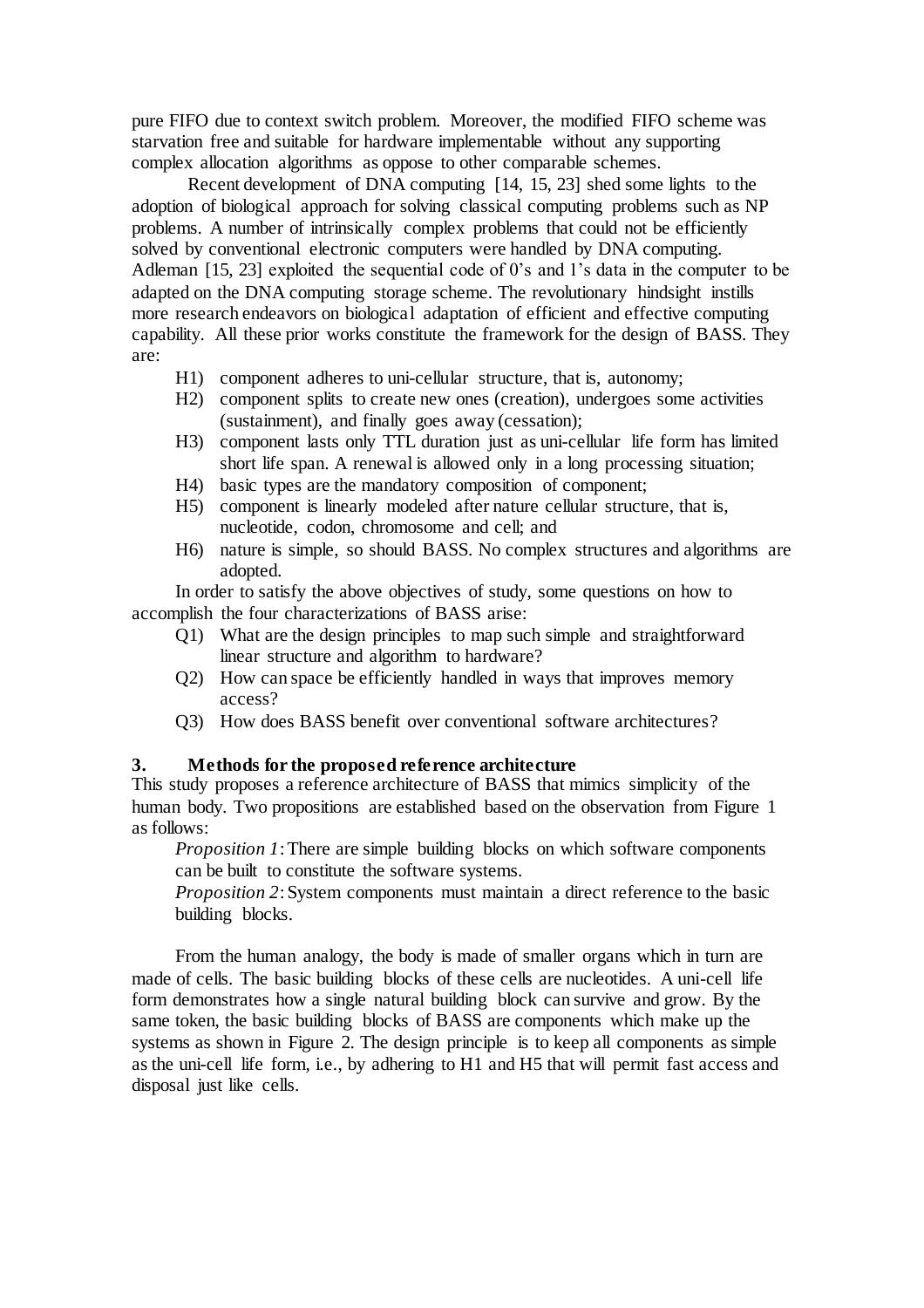pure FIFO due to context switch problem. Moreover, the modified FIFO scheme was starvation free and suitable for hardware implementable without any supporting complex allocation algorithms as oppose to other comparable schemes.

Recent development of DNA computing [14, 15, 23] shed some lights to the adoption of biological approach for solving classical computing problems such as NP problems. A number of intrinsically complex problems that could not be efficiently solved by conventional electronic computers were handled by DNA computing. Adleman [15, 23] exploited the sequential code of 0's and 1's data in the computer to be adapted on the DNA computing storage scheme. The revolutionary hindsight instills more research endeavors on biological adaptation of efficient and effective computing capability. All these prior works constitute the framework for the design of BASS. They are:

- H1) component adheres to uni-cellular structure, that is, autonomy;
- H2) component splits to create new ones (creation), undergoes some activities (sustainment), and finally goes away (cessation);
- H3) component lasts only TTL duration just as uni-cellular life form has limited short life span. A renewal is allowed only in a long processing situation;
- H4) basic types are the mandatory composition of component;
- H5) component is linearly modeled after nature cellular structure, that is, nucleotide, codon, chromosome and cell; and
- H6) nature is simple, so should BASS. No complex structures and algorithms are adopted.

In order to satisfy the above objectives of study, some questions on how to accomplish the four characterizations of BASS arise:

- Q1) What are the design principles to map such simple and straightforward linear structure and algorithm to hardware?
- Q2) How can space be efficiently handled in ways that improves memory access?
- Q3) How does BASS benefit over conventional software architectures?

## 3. Methods for the proposed reference architecture

This study proposes a reference architecture of BASS that mimics simplicity of the human body. Two propositions are established based on the observation from Figure 1 as follows:

*Proposition 1*: There are simple building blocks on which software components can be built to constitute the software systems.

*Proposition 2*: System components must maintain a direct reference to the basic building blocks.

From the human analogy, the body is made of smaller organs which in turn are made of cells. The basic building blocks of these cells are nucleotides. A uni-cell life form demonstrates how a single natural building block can survive and grow. By the same token, the basic building blocks of BASS are components which make up the systems as shown in Figure 2. The design principle is to keep all components as simple as the uni-cell life form, i.e., by adhering to H1 and H5 that will permit fast access and disposal just like cells.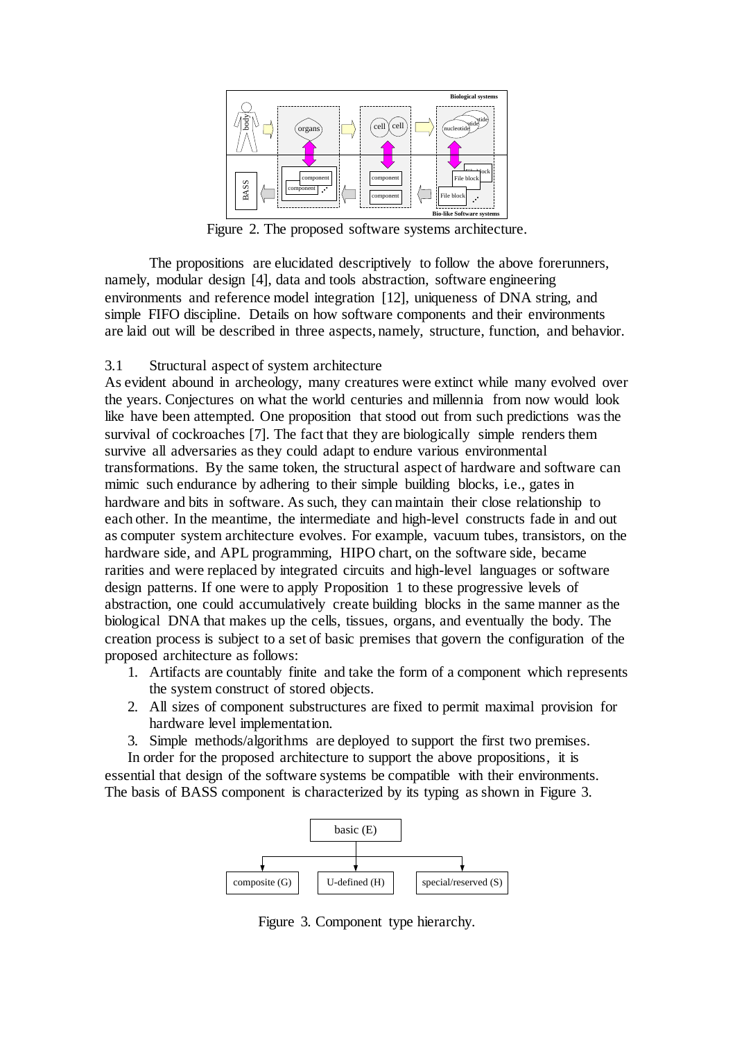Figure 2. The proposed software systems architecture.

The propositions are elucidated descriptively to follow the above forerunners, namely, modular design [4], data and tools abstraction, software engineering environments and reference model integration [12], uniqueness of DNA string, and simple FIFO discipline. Details on how software components and their environments are laid out will be described in three aspects, namely, structure, function, and behavior.

### 3.1 Structural aspect of system architecture

As evident abound in archeology, many creatures were extinct while many evolved over the years. Conjectures on what the world centuries and millennia from now would look like have been attempted. One proposition that stood out from such predictions was the survival of cockroaches [7]. The fact that they are biologically simple renders them survive all adversaries as they could adapt to endure various environmental transformations. By the same token, the structural aspect of hardware and software can mimic such endurance by adhering to their simple building blocks, i.e., gates in hardware and bits in software. As such, they can maintain their close relationship to each other. In the meantime, the intermediate and high-level constructs fade in and out as computer system architecture evolves. For example, vacuum tubes, transistors, on the hardware side, and APL programming, HIPO chart, on the software side, became rarities and were replaced by integrated circuits and high-level languages or software design patterns. If one were to apply Proposition 1 to these progressive levels of abstraction, one could accumulatively create building blocks in the same manner as the biological DNA that makes up the cells, tissues, organs, and eventually the body. The creation process is subject to a set of basic premises that govern the configuration of the proposed architecture as follows:

1. Artifacts are countably finite and take the form of a component which represents the system construct of stored objects.
2. All sizes of component substructures are fixed to permit maximal provision for hardware level implementation.
3. Simple methods/algorithms are deployed to support the first two premises.

In order for the proposed architecture to support the above propositions, it is essential that design of the software systems be compatible with their environments. The basis of BASS component is characterized by its typing as shown in Figure 3.

Figure 3. Component type hierarchy.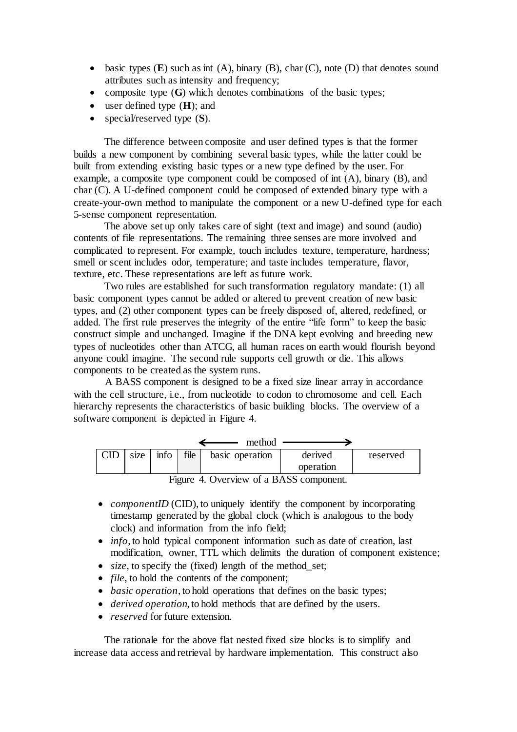- basic types (**E**) such as int (A), binary (B), char (C), note (D) that denotes sound attributes such as intensity and frequency;
- composite type (**G**) which denotes combinations of the basic types;
- user defined type (**H**); and
- special/reserved type (**S**).

The difference between composite and user defined types is that the former builds a new component by combining several basic types, while the latter could be built from extending existing basic types or a new type defined by the user. For example, a composite type component could be composed of int (A), binary (B), and char (C). A U-defined component could be composed of extended binary type with a create-your-own method to manipulate the component or a new U-defined type for each 5-sense component representation.

The above set up only takes care of sight (text and image) and sound (audio) contents of file representations. The remaining three senses are more involved and complicated to represent. For example, touch includes texture, temperature, hardness; smell or scent includes odor, temperature; and taste includes temperature, flavor, texture, etc. These representations are left as future work.

Two rules are established for such transformation regulatory mandate: (1) all basic component types cannot be added or altered to prevent creation of new basic types, and (2) other component types can be freely disposed of, altered, redefined, or added. The first rule preserves the integrity of the entire "life form" to keep the basic construct simple and unchanged. Imagine if the DNA kept evolving and breeding new types of nucleotides other than ATCG, all human races on earth would flourish beyond anyone could imagine. The second rule supports cell growth or die. This allows components to be created as the system runs.

A BASS component is designed to be a fixed size linear array in accordance with the cell structure, i.e., from nucleotide to codon to chromosome and cell. Each hierarchy represents the characteristics of basic building blocks. The overview of a software component is depicted in Figure 4.

| | | | | ← method | → | |
|---|---|---|---|---|---|---|
| CID | size | info | file | basic operation | derived operation | reserved |

Figure 4. Overview of a BASS component.

- *componentID* (CID), to uniquely identify the component by incorporating timestamp generated by the global clock (which is analogous to the body clock) and information from the info field;
- *info*, to hold typical component information such as date of creation, last modification, owner, TTL which delimits the duration of component existence;
- *size*, to specify the (fixed) length of the method_set;
- *file*, to hold the contents of the component;
- *basic operation*, to hold operations that defines on the basic types;
- *derived operation*, to hold methods that are defined by the users.
- *reserved* for future extension.

The rationale for the above flat nested fixed size blocks is to simplify and increase data access and retrieval by hardware implementation. This construct also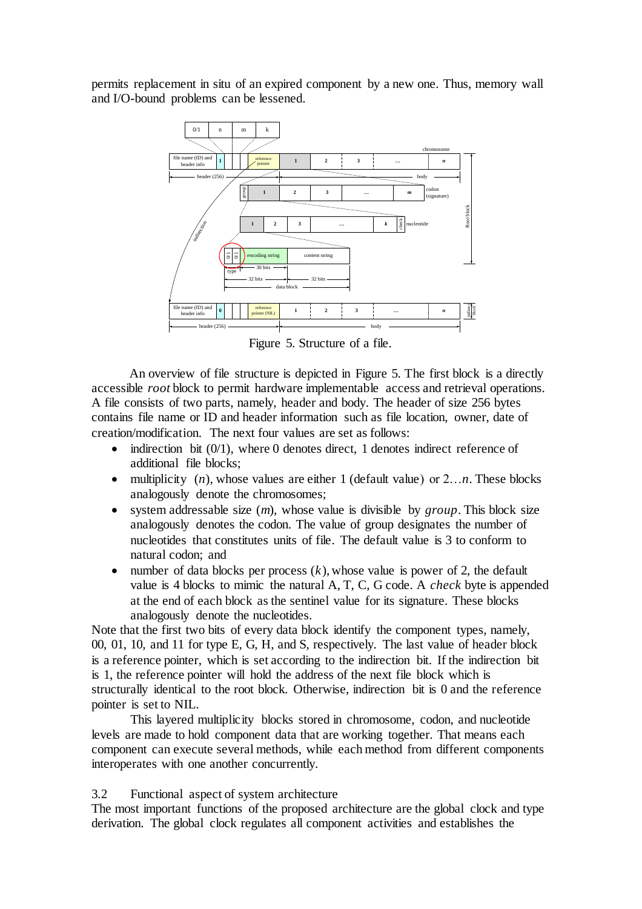permits replacement in situ of an expired component by a new one. Thus, memory wall and I/O-bound problems can be lessened.

Figure 5. Structure of a file.

An overview of file structure is depicted in Figure 5. The first block is a directly accessible *root* block to permit hardware implementable access and retrieval operations. A file consists of two parts, namely, header and body. The header of size 256 bytes contains file name or ID and header information such as file location, owner, date of creation/modification. The next four values are set as follows:

- indirection bit (0/1), where 0 denotes direct, 1 denotes indirect reference of additional file blocks;
- multiplicity ($n$), whose values are either 1 (default value) or $2 \ldots n$. These blocks analogously denote the chromosomes;
- system addressable size ($m$), whose value is divisible by *group*. This block size analogously denotes the codon. The value of group designates the number of nucleotides that constitutes units of file. The default value is 3 to conform to natural codon; and
- number of data blocks per process ($k$), whose value is power of 2, the default value is 4 blocks to mimic the natural A, T, C, G code. A *check* byte is appended at the end of each block as the sentinel value for its signature. These blocks analogously denote the nucleotides.

Note that the first two bits of every data block identify the component types, namely, 00, 01, 10, and 11 for type E, G, H, and S, respectively. The last value of header block is a reference pointer, which is set according to the indirection bit. If the indirection bit is 1, the reference pointer will hold the address of the next file block which is structurally identical to the root block. Otherwise, indirection bit is 0 and the reference pointer is set to NIL.

This layered multiplicity blocks stored in chromosome, codon, and nucleotide levels are made to hold component data that are working together. That means each component can execute several methods, while each method from different components interoperates with one another concurrently.

## 3.2 Functional aspect of system architecture

The most important functions of the proposed architecture are the global clock and type derivation. The global clock regulates all component activities and establishes the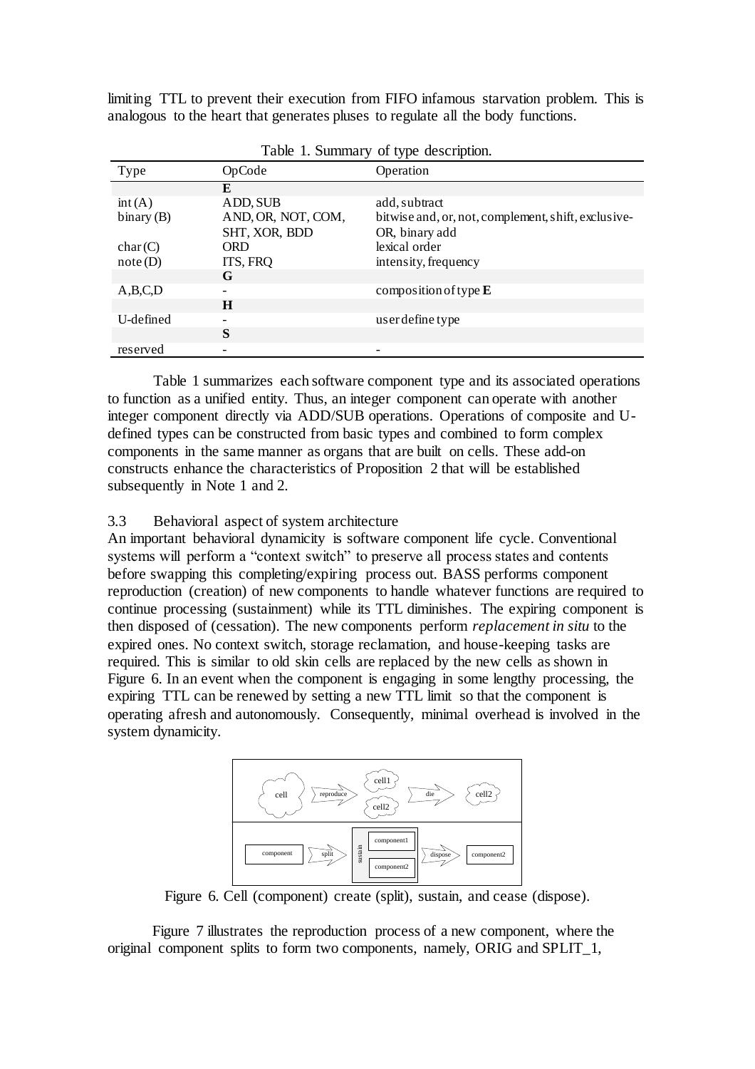limiting TTL to prevent their execution from FIFO infamous starvation problem. This is analogous to the heart that generates pluses to regulate all the body functions.

Table 1. Summary of type description.

| Type | OpCode | Operation |
|---|---|---|
| | **E** | |
| int (A) | ADD, SUB | add, subtract |
| binary (B) | AND, OR, NOT, COM, SHT, XOR, BDD | bitwise and, or, not, complement, shift, exclusive-OR, binary add |
| char (C) | ORD | lexical order |
| note (D) | ITS, FRQ | intensity, frequency |
| | **G** | |
| A,B,C,D | - | composition of type **E** |
| | **H** | |
| U-defined | - | user define type |
| | **S** | |
| reserved | - | - |

Table 1 summarizes each software component type and its associated operations to function as a unified entity. Thus, an integer component can operate with another integer component directly via ADD/SUB operations. Operations of composite and U-defined types can be constructed from basic types and combined to form complex components in the same manner as organs that are built on cells. These add-on constructs enhance the characteristics of Proposition 2 that will be established subsequently in Note 1 and 2.

### 3.3 Behavioral aspect of system architecture

An important behavioral dynamicity is software component life cycle. Conventional systems will perform a "context switch" to preserve all process states and contents before swapping this completing/expiring process out. BASS performs component reproduction (creation) of new components to handle whatever functions are required to continue processing (sustainment) while its TTL diminishes. The expiring component is then disposed of (cessation). The new components perform *replacement in situ* to the expired ones. No context switch, storage reclamation, and house-keeping tasks are required. This is similar to old skin cells are replaced by the new cells as shown in Figure 6. In an event when the component is engaging in some lengthy processing, the expiring TTL can be renewed by setting a new TTL limit so that the component is operating afresh and autonomously. Consequently, minimal overhead is involved in the system dynamicity.

Figure 6. Cell (component) create (split), sustain, and cease (dispose).

Figure 7 illustrates the reproduction process of a new component, where the original component splits to form two components, namely, ORIG and SPLIT_1,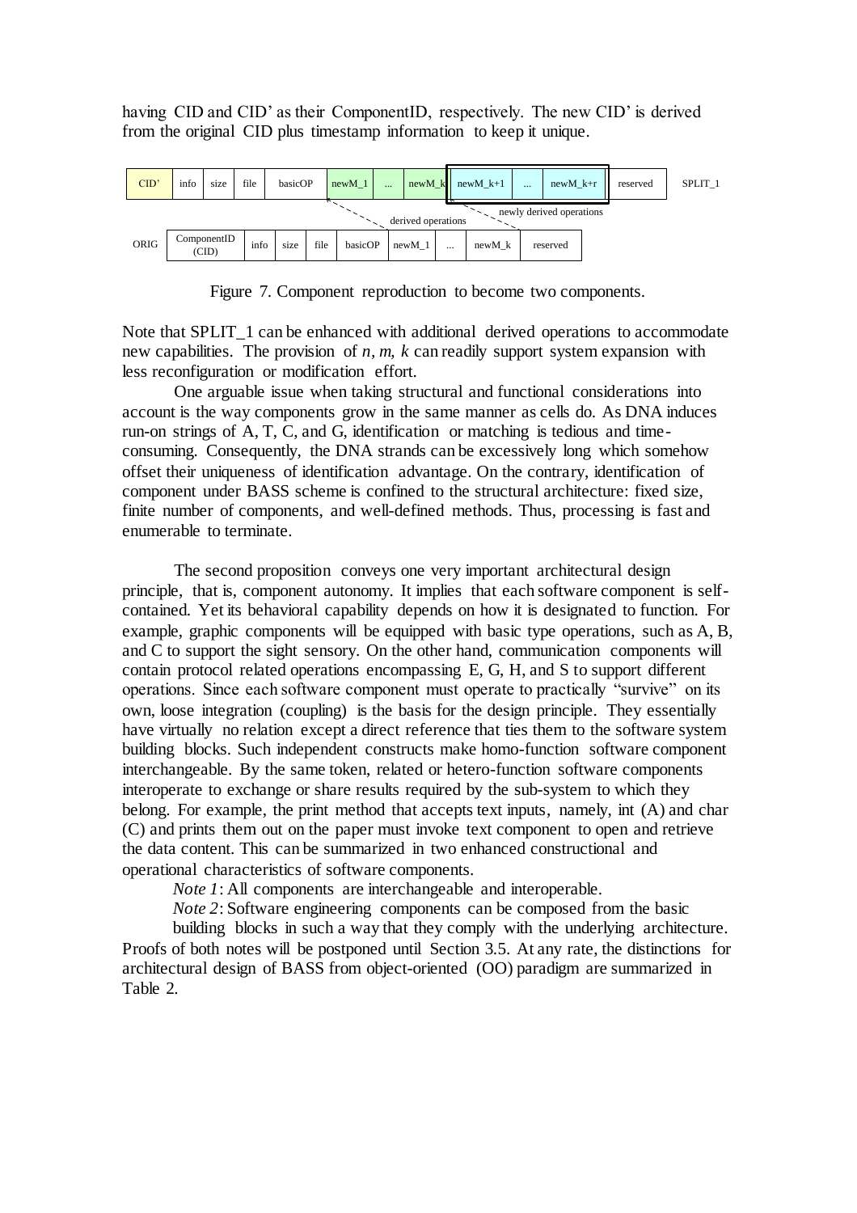having CID and CID' as their ComponentID, respectively. The new CID' is derived from the original CID plus timestamp information to keep it unique.

| CID' | info | size | file | basicOP | newM_1 | ... | newM_k | newM_k+1 | ... | newM_k+r | reserved | SPLIT_1 |
|---|---|---|---|---|---|---|---|---|---|---|---|---|

derived operations — newly derived operations

| ORIG | ComponentID (CID) | info | size | file | basicOP | newM_1 | ... | newM_k | reserved |
|---|---|---|---|---|---|---|---|---|---|

Figure 7. Component reproduction to become two components.

Note that SPLIT_1 can be enhanced with additional derived operations to accommodate new capabilities. The provision of *n*, *m*, *k* can readily support system expansion with less reconfiguration or modification effort.

One arguable issue when taking structural and functional considerations into account is the way components grow in the same manner as cells do. As DNA induces run-on strings of A, T, C, and G, identification or matching is tedious and time-consuming. Consequently, the DNA strands can be excessively long which somehow offset their uniqueness of identification advantage. On the contrary, identification of component under BASS scheme is confined to the structural architecture: fixed size, finite number of components, and well-defined methods. Thus, processing is fast and enumerable to terminate.

The second proposition conveys one very important architectural design principle, that is, component autonomy. It implies that each software component is self-contained. Yet its behavioral capability depends on how it is designated to function. For example, graphic components will be equipped with basic type operations, such as A, B, and C to support the sight sensory. On the other hand, communication components will contain protocol related operations encompassing E, G, H, and S to support different operations. Since each software component must operate to practically "survive" on its own, loose integration (coupling) is the basis for the design principle. They essentially have virtually no relation except a direct reference that ties them to the software system building blocks. Such independent constructs make homo-function software component interchangeable. By the same token, related or hetero-function software components interoperate to exchange or share results required by the sub-system to which they belong. For example, the print method that accepts text inputs, namely, int (A) and char (C) and prints them out on the paper must invoke text component to open and retrieve the data content. This can be summarized in two enhanced constructional and operational characteristics of software components.

*Note 1*: All components are interchangeable and interoperable.

*Note 2*: Software engineering components can be composed from the basic building blocks in such a way that they comply with the underlying architecture.

Proofs of both notes will be postponed until Section 3.5. At any rate, the distinctions for architectural design of BASS from object-oriented (OO) paradigm are summarized in Table 2.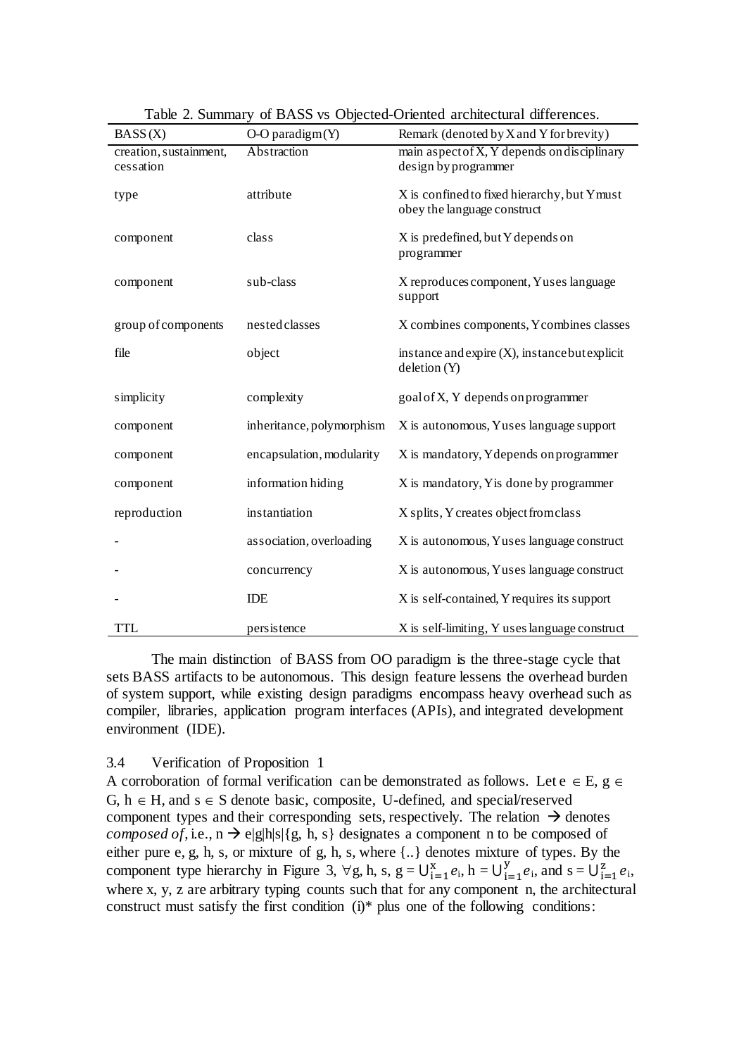Table 2. Summary of BASS vs Objected-Oriented architectural differences.

| BASS (X) | O-O paradigm (Y) | Remark (denoted by X and Y for brevity) |
|---|---|---|
| creation, sustainment, cessation | Abstraction | main aspect of X, Y depends on disciplinary design by programmer |
| type | attribute | X is confined to fixed hierarchy, but Y must obey the language construct |
| component | class | X is predefined, but Y depends on programmer |
| component | sub-class | X reproduces component, Y uses language support |
| group of components | nested classes | X combines components, Y combines classes |
| file | object | instance and expire (X), instance but explicit deletion (Y) |
| simplicity | complexity | goal of X, Y depends on programmer |
| component | inheritance, polymorphism | X is autonomous, Y uses language support |
| component | encapsulation, modularity | X is mandatory, Y depends on programmer |
| component | information hiding | X is mandatory, Y is done by programmer |
| reproduction | instantiation | X splits, Y creates object from class |
| - | association, overloading | X is autonomous, Y uses language construct |
| - | concurrency | X is autonomous, Y uses language construct |
| - | IDE | X is self-contained, Y requires its support |
| TTL | persistence | X is self-limiting, Y uses language construct |

The main distinction of BASS from OO paradigm is the three-stage cycle that sets BASS artifacts to be autonomous. This design feature lessens the overhead burden of system support, while existing design paradigms encompass heavy overhead such as compiler, libraries, application program interfaces (APIs), and integrated development environment (IDE).

### 3.4 Verification of Proposition 1

A corroboration of formal verification can be demonstrated as follows. Let $e \in E$, $g \in G$, $h \in H$, and $s \in S$ denote basic, composite, U-defined, and special/reserved component types and their corresponding sets, respectively. The relation $\rightarrow$ denotes *composed of*, i.e., $n \rightarrow e|g|h|s|\{g, h, s\}$ designates a component n to be composed of either pure e, g, h, s, or mixture of g, h, s, where {..} denotes mixture of types. By the component type hierarchy in Figure 3, $\forall g, h, s$, $g = \bigcup_{i=1}^{x} e_i$, $h = \bigcup_{i=1}^{y} e_i$, and $s = \bigcup_{i=1}^{z} e_i$, where x, y, z are arbitrary typing counts such that for any component n, the architectural construct must satisfy the first condition (i)* plus one of the following conditions: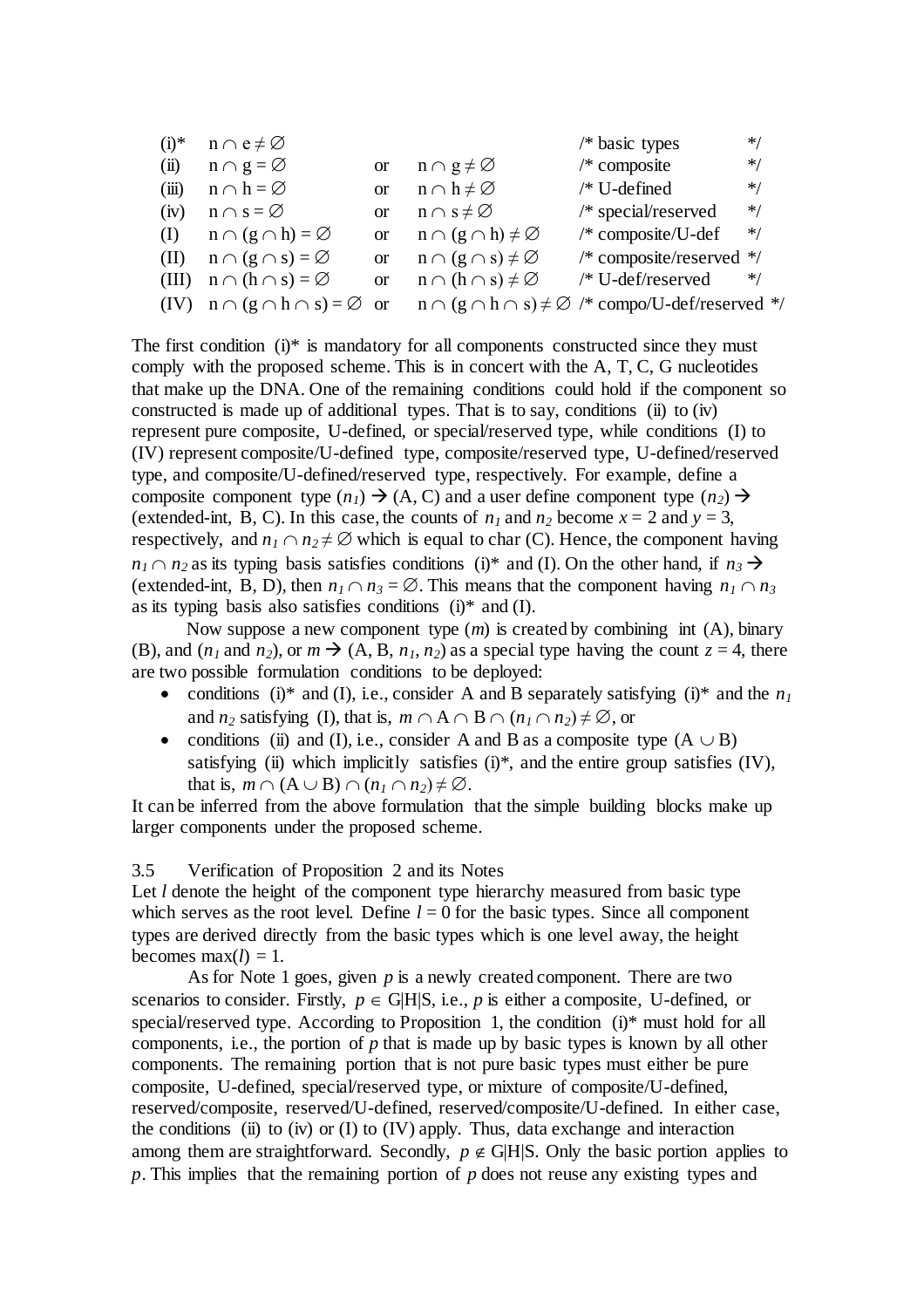| | | | | |
|---|---|---|---|---|
| (i)* | $n \cap e \neq \emptyset$ | | | /* basic types */ |
| (ii) | $n \cap g = \emptyset$ | or | $n \cap g \neq \emptyset$ | /* composite */ |
| (iii) | $n \cap h = \emptyset$ | or | $n \cap h \neq \emptyset$ | /* U-defined */ |
| (iv) | $n \cap s = \emptyset$ | or | $n \cap s \neq \emptyset$ | /* special/reserved */ |
| (I) | $n \cap (g \cap h) = \emptyset$ | or | $n \cap (g \cap h) \neq \emptyset$ | /* composite/U-def */ |
| (II) | $n \cap (g \cap s) = \emptyset$ | or | $n \cap (g \cap s) \neq \emptyset$ | /* composite/reserved */ |
| (III) | $n \cap (h \cap s) = \emptyset$ | or | $n \cap (h \cap s) \neq \emptyset$ | /* U-def/reserved */ |
| (IV) | $n \cap (g \cap h \cap s) = \emptyset$ | or | $n \cap (g \cap h \cap s) \neq \emptyset$ | /* compo/U-def/reserved */ |

The first condition (i)* is mandatory for all components constructed since they must comply with the proposed scheme. This is in concert with the A, T, C, G nucleotides that make up the DNA. One of the remaining conditions could hold if the component so constructed is made up of additional types. That is to say, conditions (ii) to (iv) represent pure composite, U-defined, or special/reserved type, while conditions (I) to (IV) represent composite/U-defined type, composite/reserved type, U-defined/reserved type, and composite/U-defined/reserved type, respectively. For example, define a composite component type ($n_1$) → (A, C) and a user define component type ($n_2$) → (extended-int, B, C). In this case, the counts of $n_1$ and $n_2$ become $x = 2$ and $y = 3$, respectively, and $n_1 \cap n_2 \neq \emptyset$ which is equal to char (C). Hence, the component having $n_1 \cap n_2$ as its typing basis satisfies conditions (i)* and (I). On the other hand, if $n_3$ → (extended-int, B, D), then $n_1 \cap n_3 = \emptyset$. This means that the component having $n_1 \cap n_3$ as its typing basis also satisfies conditions (i)* and (I).

Now suppose a new component type ($m$) is created by combining int (A), binary (B), and ($n_1$ and $n_2$), or $m$ → (A, B, $n_1$, $n_2$) as a special type having the count $z = 4$, there are two possible formulation conditions to be deployed:

- conditions (i)* and (I), i.e., consider A and B separately satisfying (i)* and the $n_1$ and $n_2$ satisfying (I), that is, $m \cap A \cap B \cap (n_1 \cap n_2) \neq \emptyset$, or
- conditions (ii) and (I), i.e., consider A and B as a composite type ($A \cup B$) satisfying (ii) which implicitly satisfies (i)*, and the entire group satisfies (IV), that is, $m \cap (A \cup B) \cap (n_1 \cap n_2) \neq \emptyset$.

It can be inferred from the above formulation that the simple building blocks make up larger components under the proposed scheme.

### 3.5 Verification of Proposition 2 and its Notes

Let $l$ denote the height of the component type hierarchy measured from basic type which serves as the root level. Define $l = 0$ for the basic types. Since all component types are derived directly from the basic types which is one level away, the height becomes $\max(l) = 1$.

As for Note 1 goes, given $p$ is a newly created component. There are two scenarios to consider. Firstly, $p \in G|H|S$, i.e., $p$ is either a composite, U-defined, or special/reserved type. According to Proposition 1, the condition (i)* must hold for all components, i.e., the portion of $p$ that is made up by basic types is known by all other components. The remaining portion that is not pure basic types must either be pure composite, U-defined, special/reserved type, or mixture of composite/U-defined, reserved/composite, reserved/U-defined, reserved/composite/U-defined. In either case, the conditions (ii) to (iv) or (I) to (IV) apply. Thus, data exchange and interaction among them are straightforward. Secondly, $p \notin G|H|S$. Only the basic portion applies to $p$. This implies that the remaining portion of $p$ does not reuse any existing types and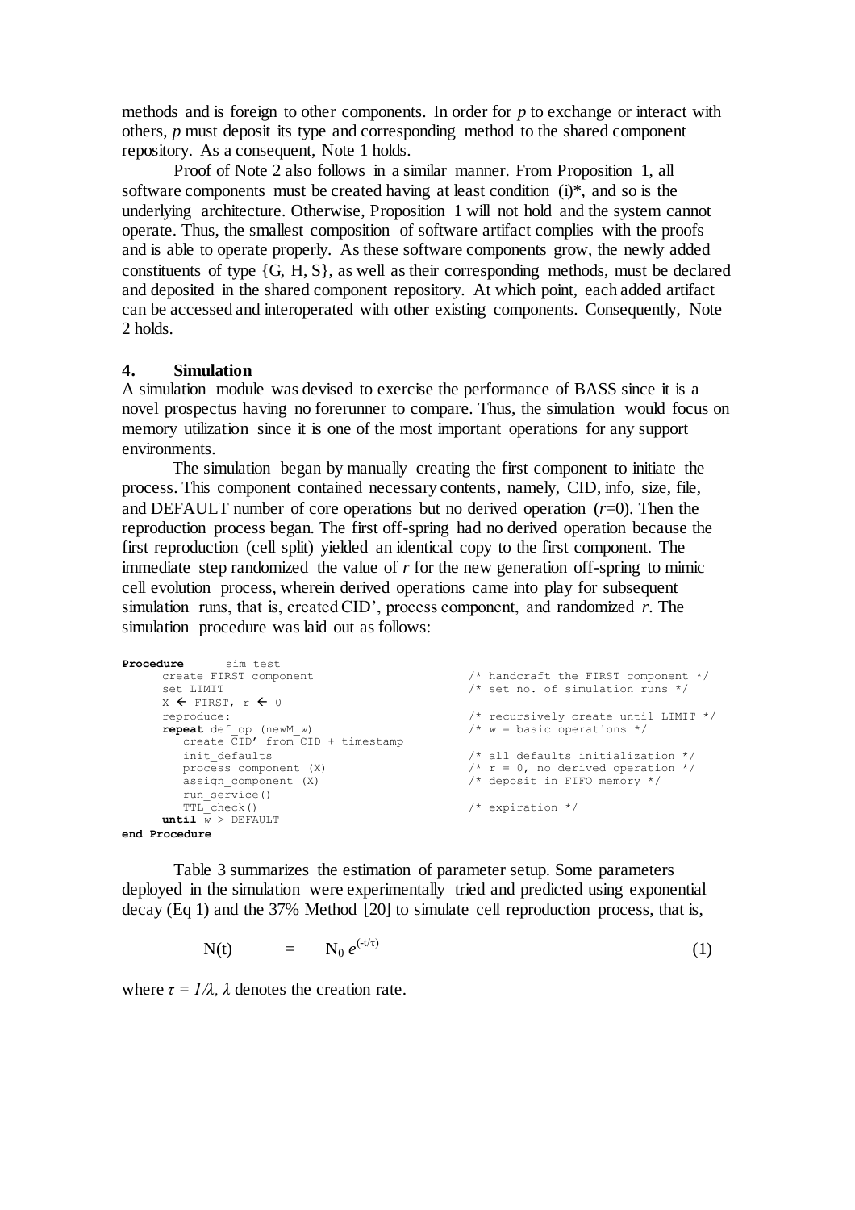methods and is foreign to other components. In order for *p* to exchange or interact with others, *p* must deposit its type and corresponding method to the shared component repository. As a consequent, Note 1 holds.

Proof of Note 2 also follows in a similar manner. From Proposition 1, all software components must be created having at least condition (i)*, and so is the underlying architecture. Otherwise, Proposition 1 will not hold and the system cannot operate. Thus, the smallest composition of software artifact complies with the proofs and is able to operate properly. As these software components grow, the newly added constituents of type {G, H, S}, as well as their corresponding methods, must be declared and deposited in the shared component repository. At which point, each added artifact can be accessed and interoperated with other existing components. Consequently, Note 2 holds.

## 4. Simulation

A simulation module was devised to exercise the performance of BASS since it is a novel prospectus having no forerunner to compare. Thus, the simulation would focus on memory utilization since it is one of the most important operations for any support environments.

The simulation began by manually creating the first component to initiate the process. This component contained necessary contents, namely, CID, info, size, file, and DEFAULT number of core operations but no derived operation ($r$=0). Then the reproduction process began. The first off-spring had no derived operation because the first reproduction (cell split) yielded an identical copy to the first component. The immediate step randomized the value of $r$ for the new generation off-spring to mimic cell evolution process, wherein derived operations came into play for subsequent simulation runs, that is, created CID', process component, and randomized $r$. The simulation procedure was laid out as follows:

```
Procedure      sim_test
      create FIRST component                    /* handcraft the FIRST component */
      set LIMIT                                 /* set no. of simulation runs */
      X ← FIRST, r ← 0
      reproduce:                                /* recursively create until LIMIT */
      repeat def_op (newM_w)                    /* w = basic operations */
         create CID' from CID + timestamp
         init_defaults                          /* all defaults initialization */
         process_component (X)                  /* r = 0, no derived operation */
         assign_component (X)                   /* deposit in FIFO memory */
         run_service()
         TTL_check()                            /* expiration */
      until w > DEFAULT
end Procedure
```

Table 3 summarizes the estimation of parameter setup. Some parameters deployed in the simulation were experimentally tried and predicted using exponential decay (Eq 1) and the 37% Method [20] to simulate cell reproduction process, that is,

$$N(t) = N_0 \, e^{(-t/\tau)} \tag{1}$$

where $\tau = 1/\lambda$, $\lambda$ denotes the creation rate.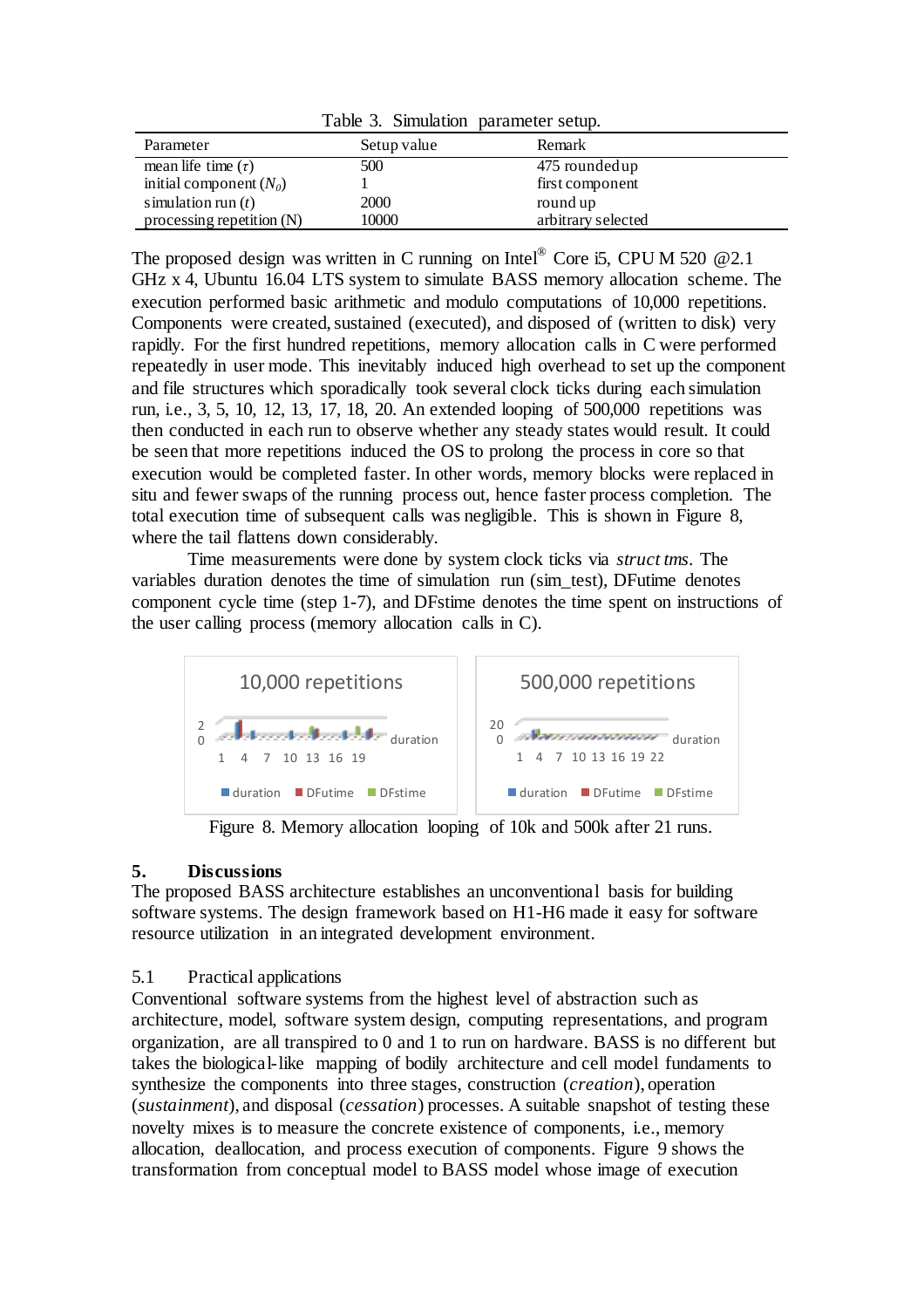Table 3. Simulation parameter setup.

| Parameter | Setup value | Remark |
|---|---|---|
| mean life time ($\tau$) | 500 | 475 rounded up |
| initial component ($N_0$) | 1 | first component |
| simulation run ($t$) | 2000 | round up |
| processing repetition (N) | 10000 | arbitrary selected |

The proposed design was written in C running on Intel® Core i5, CPU M 520 @2.1 GHz x 4, Ubuntu 16.04 LTS system to simulate BASS memory allocation scheme. The execution performed basic arithmetic and modulo computations of 10,000 repetitions. Components were created, sustained (executed), and disposed of (written to disk) very rapidly. For the first hundred repetitions, memory allocation calls in C were performed repeatedly in user mode. This inevitably induced high overhead to set up the component and file structures which sporadically took several clock ticks during each simulation run, i.e., 3, 5, 10, 12, 13, 17, 18, 20. An extended looping of 500,000 repetitions was then conducted in each run to observe whether any steady states would result. It could be seen that more repetitions induced the OS to prolong the process in core so that execution would be completed faster. In other words, memory blocks were replaced in situ and fewer swaps of the running process out, hence faster process completion. The total execution time of subsequent calls was negligible. This is shown in Figure 8, where the tail flattens down considerably.

Time measurements were done by system clock ticks via *struct tms*. The variables duration denotes the time of simulation run (sim_test), DFutime denotes component cycle time (step 1-7), and DFstime denotes the time spent on instructions of the user calling process (memory allocation calls in C).

Figure 8. Memory allocation looping of 10k and 500k after 21 runs.

## 5. Discussions

The proposed BASS architecture establishes an unconventional basis for building software systems. The design framework based on H1-H6 made it easy for software resource utilization in an integrated development environment.

### 5.1 Practical applications

Conventional software systems from the highest level of abstraction such as architecture, model, software system design, computing representations, and program organization, are all transpired to 0 and 1 to run on hardware. BASS is no different but takes the biological-like mapping of bodily architecture and cell model fundaments to synthesize the components into three stages, construction (*creation*), operation (*sustainment*), and disposal (*cessation*) processes. A suitable snapshot of testing these novelty mixes is to measure the concrete existence of components, i.e., memory allocation, deallocation, and process execution of components. Figure 9 shows the transformation from conceptual model to BASS model whose image of execution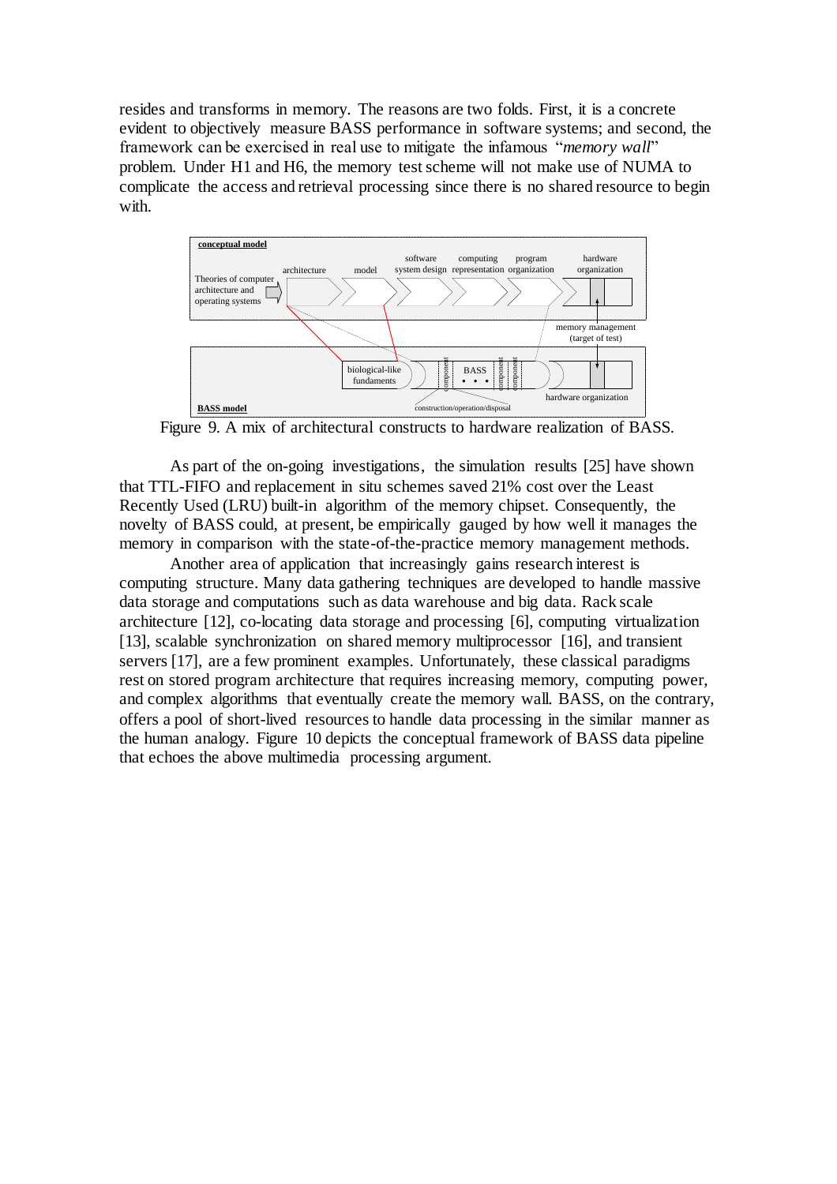resides and transforms in memory. The reasons are two folds. First, it is a concrete evident to objectively measure BASS performance in software systems; and second, the framework can be exercised in real use to mitigate the infamous "*memory wall*" problem. Under H1 and H6, the memory test scheme will not make use of NUMA to complicate the access and retrieval processing since there is no shared resource to begin with.

Figure 9. A mix of architectural constructs to hardware realization of BASS.

As part of the on-going investigations, the simulation results [25] have shown that TTL-FIFO and replacement in situ schemes saved 21% cost over the Least Recently Used (LRU) built-in algorithm of the memory chipset. Consequently, the novelty of BASS could, at present, be empirically gauged by how well it manages the memory in comparison with the state-of-the-practice memory management methods.

Another area of application that increasingly gains research interest is computing structure. Many data gathering techniques are developed to handle massive data storage and computations such as data warehouse and big data. Rack scale architecture [12], co-locating data storage and processing [6], computing virtualization [13], scalable synchronization on shared memory multiprocessor [16], and transient servers [17], are a few prominent examples. Unfortunately, these classical paradigms rest on stored program architecture that requires increasing memory, computing power, and complex algorithms that eventually create the memory wall. BASS, on the contrary, offers a pool of short-lived resources to handle data processing in the similar manner as the human analogy. Figure 10 depicts the conceptual framework of BASS data pipeline that echoes the above multimedia processing argument.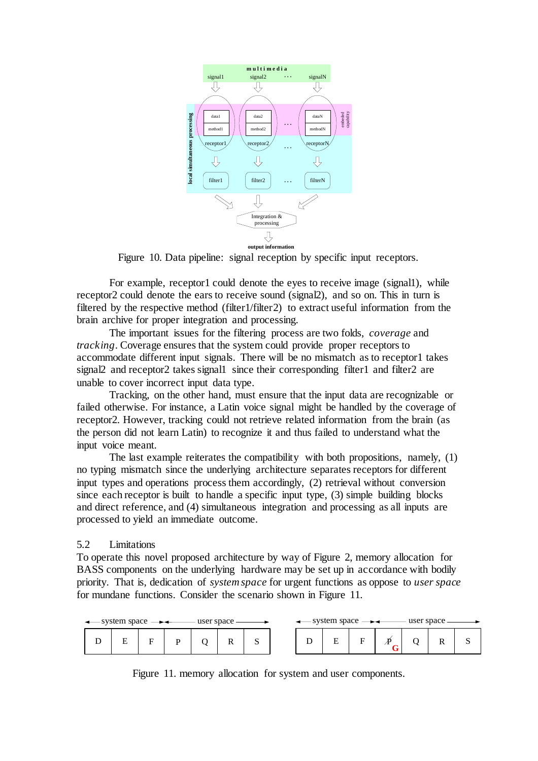Figure 10. Data pipeline: signal reception by specific input receptors.

For example, receptor1 could denote the eyes to receive image (signal1), while receptor2 could denote the ears to receive sound (signal2), and so on. This in turn is filtered by the respective method (filter1/filter2) to extract useful information from the brain archive for proper integration and processing.

The important issues for the filtering process are two folds, *coverage* and *tracking*. Coverage ensures that the system could provide proper receptors to accommodate different input signals. There will be no mismatch as to receptor1 takes signal2 and receptor2 takes signal1 since their corresponding filter1 and filter2 are unable to cover incorrect input data type.

Tracking, on the other hand, must ensure that the input data are recognizable or failed otherwise. For instance, a Latin voice signal might be handled by the coverage of receptor2. However, tracking could not retrieve related information from the brain (as the person did not learn Latin) to recognize it and thus failed to understand what the input voice meant.

The last example reiterates the compatibility with both propositions, namely, (1) no typing mismatch since the underlying architecture separates receptors for different input types and operations process them accordingly, (2) retrieval without conversion since each receptor is built to handle a specific input type, (3) simple building blocks and direct reference, and (4) simultaneous integration and processing as all inputs are processed to yield an immediate outcome.

## 5.2 Limitations

To operate this novel proposed architecture by way of Figure 2, memory allocation for BASS components on the underlying hardware may be set up in accordance with bodily priority. That is, dedication of *system space* for urgent functions as oppose to *user space* for mundane functions. Consider the scenario shown in Figure 11.

| D | E | F | P | Q | R | S |
|---|---|---|---|---|---|---|

| D | E | F | ~~P~~ G | Q | R | S |
|---|---|---|---|---|---|---|

Figure 11. memory allocation for system and user components.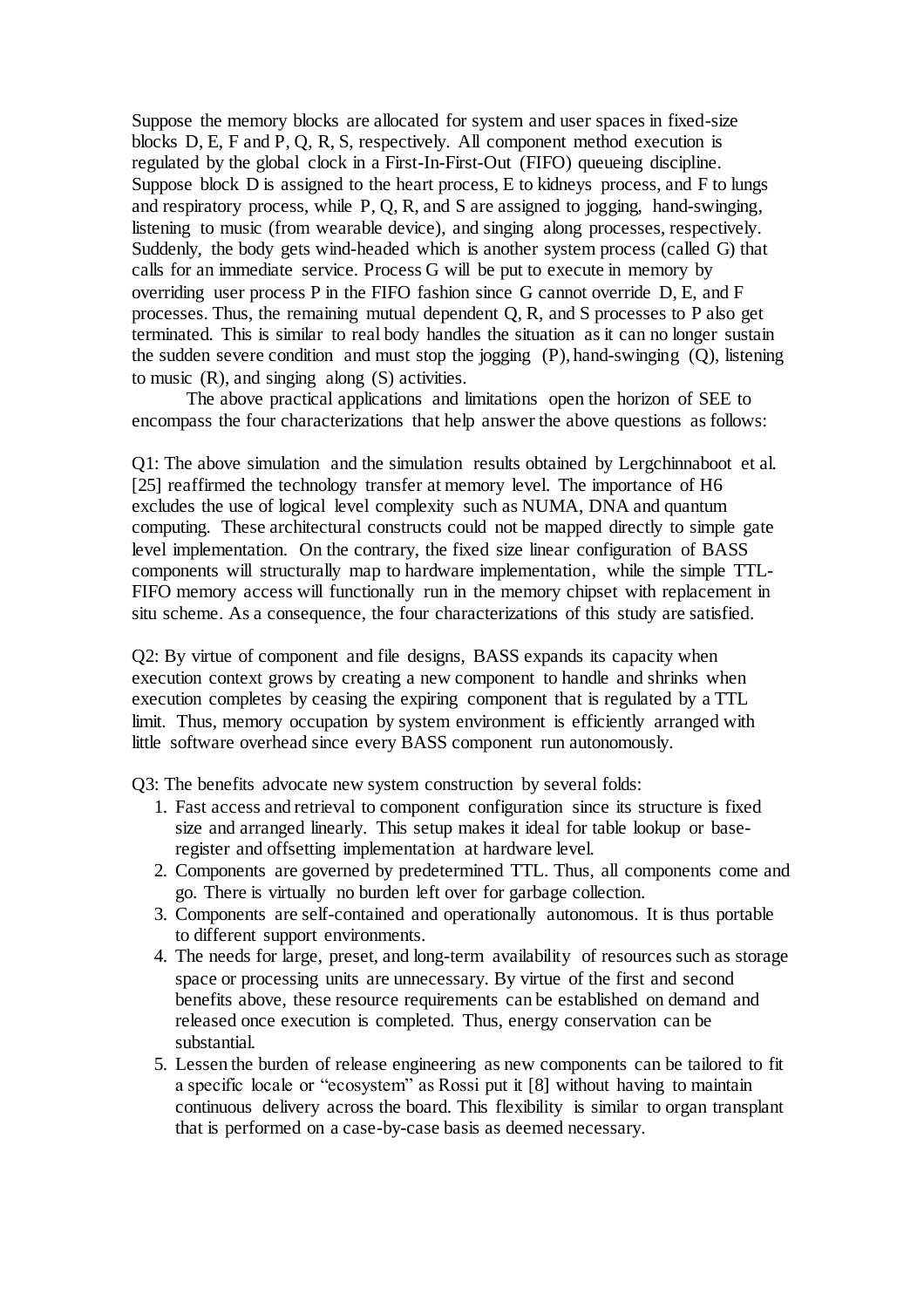Suppose the memory blocks are allocated for system and user spaces in fixed-size blocks D, E, F and P, Q, R, S, respectively. All component method execution is regulated by the global clock in a First-In-First-Out (FIFO) queueing discipline. Suppose block D is assigned to the heart process, E to kidneys process, and F to lungs and respiratory process, while P, Q, R, and S are assigned to jogging, hand-swinging, listening to music (from wearable device), and singing along processes, respectively. Suddenly, the body gets wind-headed which is another system process (called G) that calls for an immediate service. Process G will be put to execute in memory by overriding user process P in the FIFO fashion since G cannot override D, E, and F processes. Thus, the remaining mutual dependent Q, R, and S processes to P also get terminated. This is similar to real body handles the situation as it can no longer sustain the sudden severe condition and must stop the jogging (P), hand-swinging (Q), listening to music (R), and singing along (S) activities.

The above practical applications and limitations open the horizon of SEE to encompass the four characterizations that help answer the above questions as follows:

Q1: The above simulation and the simulation results obtained by Lergchinnaboot et al. [25] reaffirmed the technology transfer at memory level. The importance of H6 excludes the use of logical level complexity such as NUMA, DNA and quantum computing. These architectural constructs could not be mapped directly to simple gate level implementation. On the contrary, the fixed size linear configuration of BASS components will structurally map to hardware implementation, while the simple TTL-FIFO memory access will functionally run in the memory chipset with replacement in situ scheme. As a consequence, the four characterizations of this study are satisfied.

Q2: By virtue of component and file designs, BASS expands its capacity when execution context grows by creating a new component to handle and shrinks when execution completes by ceasing the expiring component that is regulated by a TTL limit. Thus, memory occupation by system environment is efficiently arranged with little software overhead since every BASS component run autonomously.

Q3: The benefits advocate new system construction by several folds:

1. Fast access and retrieval to component configuration since its structure is fixed size and arranged linearly. This setup makes it ideal for table lookup or base-register and offsetting implementation at hardware level.
2. Components are governed by predetermined TTL. Thus, all components come and go. There is virtually no burden left over for garbage collection.
3. Components are self-contained and operationally autonomous. It is thus portable to different support environments.
4. The needs for large, preset, and long-term availability of resources such as storage space or processing units are unnecessary. By virtue of the first and second benefits above, these resource requirements can be established on demand and released once execution is completed. Thus, energy conservation can be substantial.
5. Lessen the burden of release engineering as new components can be tailored to fit a specific locale or "ecosystem" as Rossi put it [8] without having to maintain continuous delivery across the board. This flexibility is similar to organ transplant that is performed on a case-by-case basis as deemed necessary.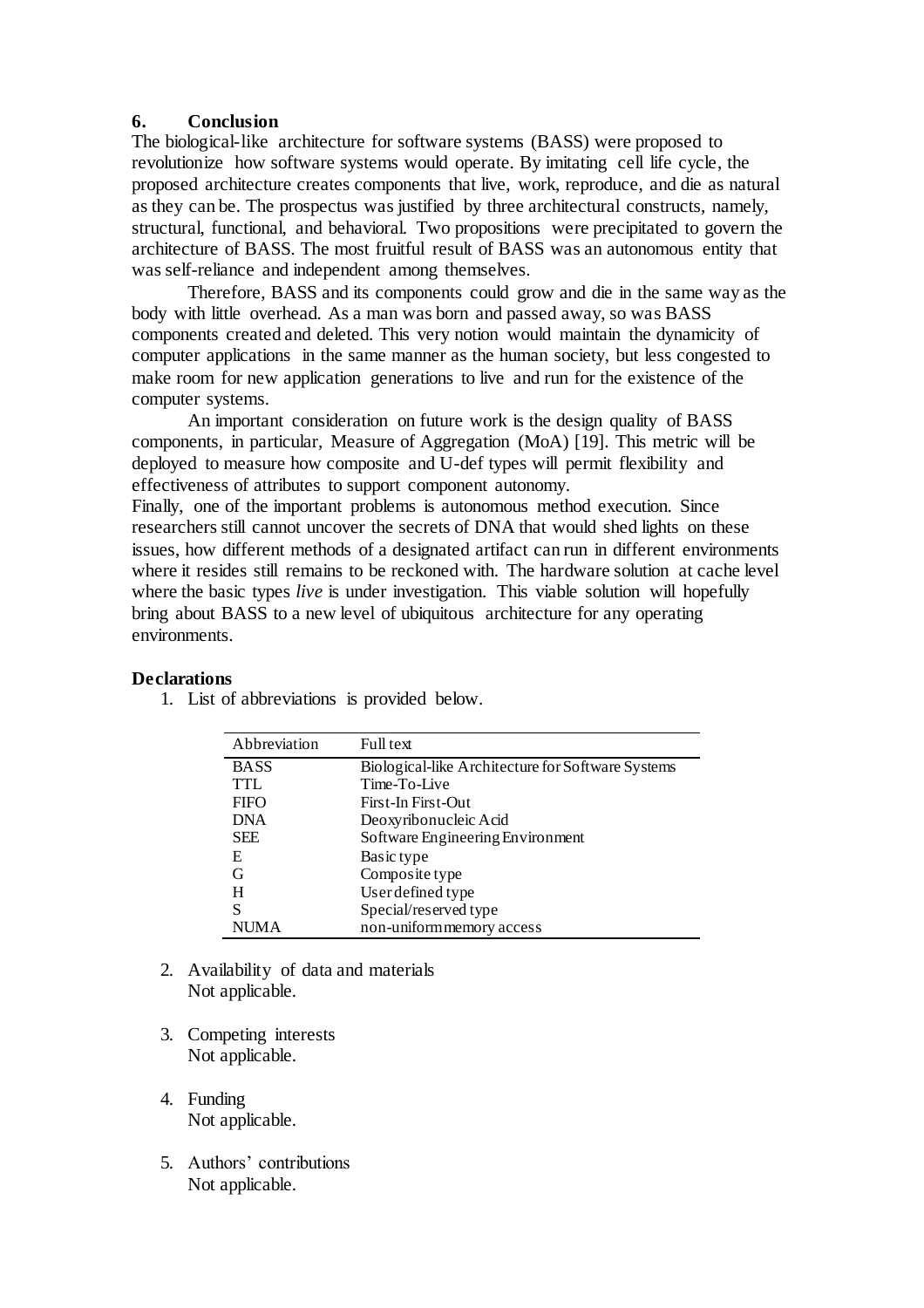## 6. Conclusion

The biological-like architecture for software systems (BASS) were proposed to revolutionize how software systems would operate. By imitating cell life cycle, the proposed architecture creates components that live, work, reproduce, and die as natural as they can be. The prospectus was justified by three architectural constructs, namely, structural, functional, and behavioral. Two propositions were precipitated to govern the architecture of BASS. The most fruitful result of BASS was an autonomous entity that was self-reliance and independent among themselves.

Therefore, BASS and its components could grow and die in the same way as the body with little overhead. As a man was born and passed away, so was BASS components created and deleted. This very notion would maintain the dynamicity of computer applications in the same manner as the human society, but less congested to make room for new application generations to live and run for the existence of the computer systems.

An important consideration on future work is the design quality of BASS components, in particular, Measure of Aggregation (MoA) [19]. This metric will be deployed to measure how composite and U-def types will permit flexibility and effectiveness of attributes to support component autonomy.

Finally, one of the important problems is autonomous method execution. Since researchers still cannot uncover the secrets of DNA that would shed lights on these issues, how different methods of a designated artifact can run in different environments where it resides still remains to be reckoned with. The hardware solution at cache level where the basic types *live* is under investigation. This viable solution will hopefully bring about BASS to a new level of ubiquitous architecture for any operating environments.

### Declarations

1. List of abbreviations is provided below.

| Abbreviation | Full text |
|---|---|
| BASS | Biological-like Architecture for Software Systems |
| TTL | Time-To-Live |
| FIFO | First-In First-Out |
| DNA | Deoxyribonucleic Acid |
| SEE | Software Engineering Environment |
| E | Basic type |
| G | Composite type |
| H | User defined type |
| S | Special/reserved type |
| NUMA | non-uniform memory access |

2. Availability of data and materials
   Not applicable.

3. Competing interests
   Not applicable.

4. Funding
   Not applicable.

5. Authors' contributions
   Not applicable.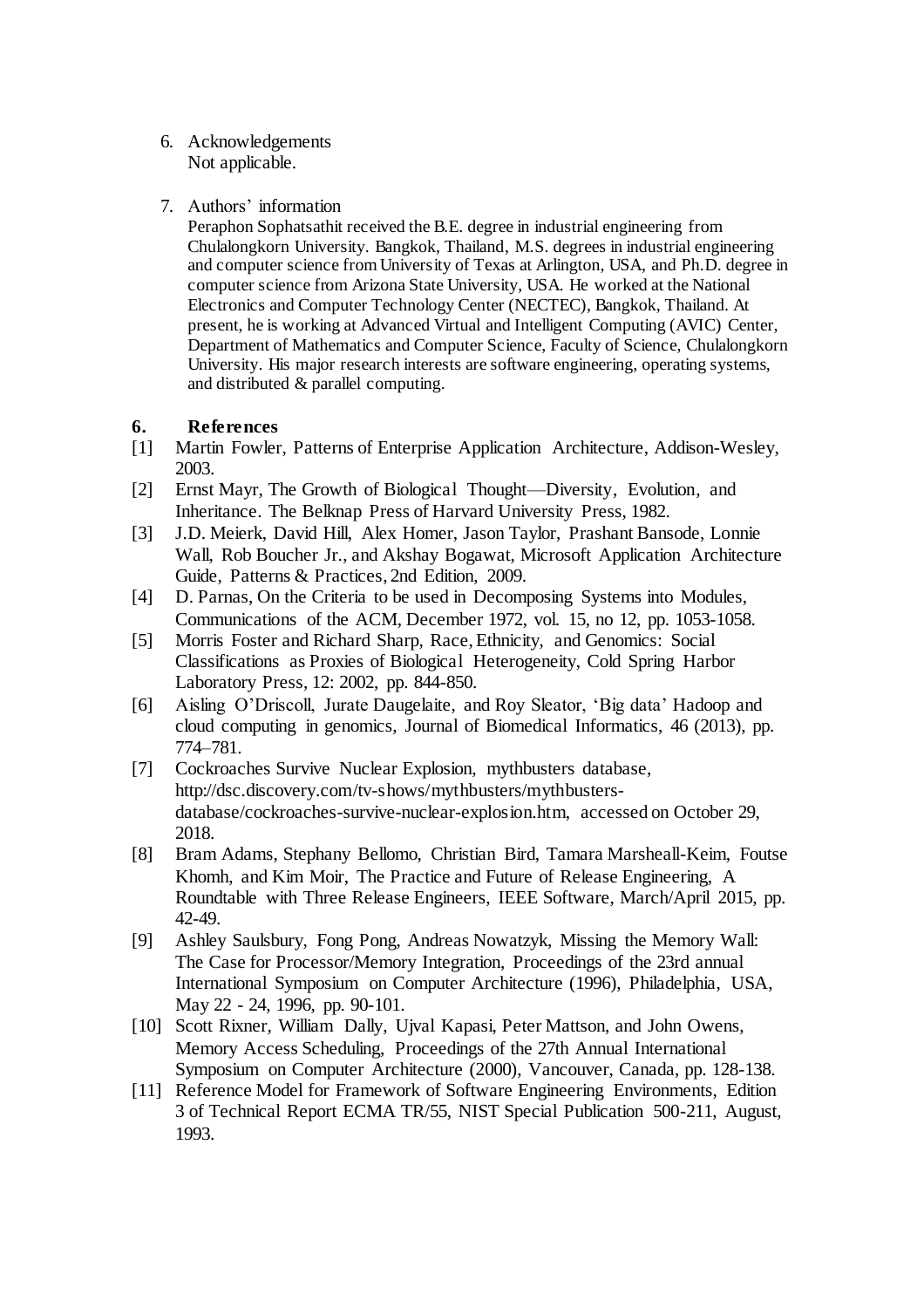6. Acknowledgements
   Not applicable.

7. Authors' information
   Peraphon Sophatsathit received the B.E. degree in industrial engineering from Chulalongkorn University. Bangkok, Thailand, M.S. degrees in industrial engineering and computer science from University of Texas at Arlington, USA, and Ph.D. degree in computer science from Arizona State University, USA. He worked at the National Electronics and Computer Technology Center (NECTEC), Bangkok, Thailand. At present, he is working at Advanced Virtual and Intelligent Computing (AVIC) Center, Department of Mathematics and Computer Science, Faculty of Science, Chulalongkorn University. His major research interests are software engineering, operating systems, and distributed & parallel computing.

## 6. References

[1] Martin Fowler, Patterns of Enterprise Application Architecture, Addison-Wesley, 2003.

[2] Ernst Mayr, The Growth of Biological Thought—Diversity, Evolution, and Inheritance. The Belknap Press of Harvard University Press, 1982.

[3] J.D. Meierk, David Hill, Alex Homer, Jason Taylor, Prashant Bansode, Lonnie Wall, Rob Boucher Jr., and Akshay Bogawat, Microsoft Application Architecture Guide, Patterns & Practices, 2nd Edition, 2009.

[4] D. Parnas, On the Criteria to be used in Decomposing Systems into Modules, Communications of the ACM, December 1972, vol. 15, no 12, pp. 1053-1058.

[5] Morris Foster and Richard Sharp, Race, Ethnicity, and Genomics: Social Classifications as Proxies of Biological Heterogeneity, Cold Spring Harbor Laboratory Press, 12: 2002, pp. 844-850.

[6] Aisling O'Driscoll, Jurate Daugelaite, and Roy Sleator, 'Big data' Hadoop and cloud computing in genomics, Journal of Biomedical Informatics, 46 (2013), pp. 774–781.

[7] Cockroaches Survive Nuclear Explosion, mythbusters database, http://dsc.discovery.com/tv-shows/mythbusters/mythbusters-database/cockroaches-survive-nuclear-explosion.htm, accessed on October 29, 2018.

[8] Bram Adams, Stephany Bellomo, Christian Bird, Tamara Marsheall-Keim, Foutse Khomh, and Kim Moir, The Practice and Future of Release Engineering, A Roundtable with Three Release Engineers, IEEE Software, March/April 2015, pp. 42-49.

[9] Ashley Saulsbury, Fong Pong, Andreas Nowatzyk, Missing the Memory Wall: The Case for Processor/Memory Integration, Proceedings of the 23rd annual International Symposium on Computer Architecture (1996), Philadelphia, USA, May 22 - 24, 1996, pp. 90-101.

[10] Scott Rixner, William Dally, Ujval Kapasi, Peter Mattson, and John Owens, Memory Access Scheduling, Proceedings of the 27th Annual International Symposium on Computer Architecture (2000), Vancouver, Canada, pp. 128-138.

[11] Reference Model for Framework of Software Engineering Environments, Edition 3 of Technical Report ECMA TR/55, NIST Special Publication 500-211, August, 1993.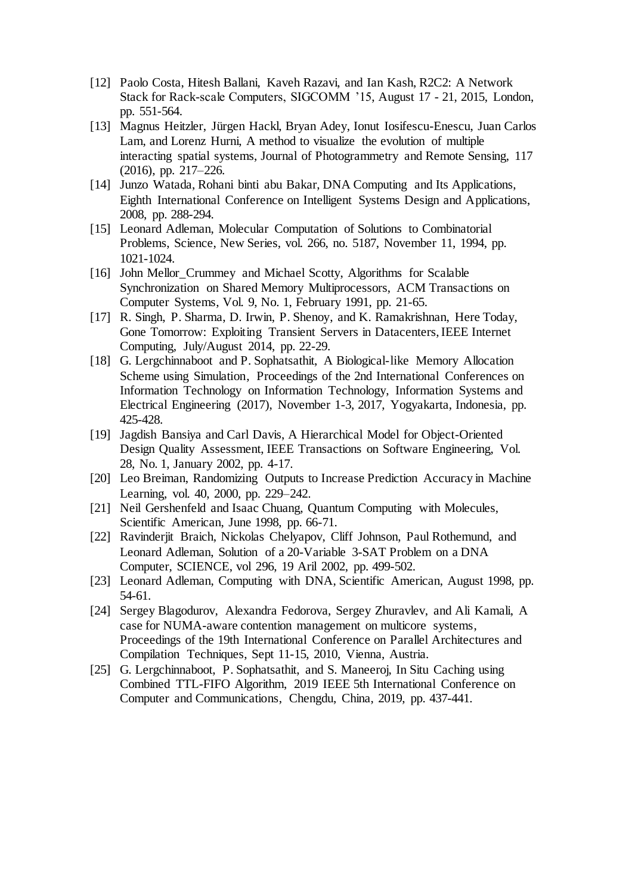[12] Paolo Costa, Hitesh Ballani, Kaveh Razavi, and Ian Kash, R2C2: A Network Stack for Rack-scale Computers, SIGCOMM '15, August 17 - 21, 2015, London, pp. 551-564.

[13] Magnus Heitzler, Jürgen Hackl, Bryan Adey, Ionut Iosifescu-Enescu, Juan Carlos Lam, and Lorenz Hurni, A method to visualize the evolution of multiple interacting spatial systems, Journal of Photogrammetry and Remote Sensing, 117 (2016), pp. 217–226.

[14] Junzo Watada, Rohani binti abu Bakar, DNA Computing and Its Applications, Eighth International Conference on Intelligent Systems Design and Applications, 2008, pp. 288-294.

[15] Leonard Adleman, Molecular Computation of Solutions to Combinatorial Problems, Science, New Series, vol. 266, no. 5187, November 11, 1994, pp. 1021-1024.

[16] John Mellor_Crummey and Michael Scotty, Algorithms for Scalable Synchronization on Shared Memory Multiprocessors, ACM Transactions on Computer Systems, Vol. 9, No. 1, February 1991, pp. 21-65.

[17] R. Singh, P. Sharma, D. Irwin, P. Shenoy, and K. Ramakrishnan, Here Today, Gone Tomorrow: Exploiting Transient Servers in Datacenters, IEEE Internet Computing, July/August 2014, pp. 22-29.

[18] G. Lergchinnaboot and P. Sophatsathit, A Biological-like Memory Allocation Scheme using Simulation, Proceedings of the 2nd International Conferences on Information Technology on Information Technology, Information Systems and Electrical Engineering (2017), November 1-3, 2017, Yogyakarta, Indonesia, pp. 425-428.

[19] Jagdish Bansiya and Carl Davis, A Hierarchical Model for Object-Oriented Design Quality Assessment, IEEE Transactions on Software Engineering, Vol. 28, No. 1, January 2002, pp. 4-17.

[20] Leo Breiman, Randomizing Outputs to Increase Prediction Accuracy in Machine Learning, vol. 40, 2000, pp. 229–242.

[21] Neil Gershenfeld and Isaac Chuang, Quantum Computing with Molecules, Scientific American, June 1998, pp. 66-71.

[22] Ravinderjit Braich, Nickolas Chelyapov, Cliff Johnson, Paul Rothemund, and Leonard Adleman, Solution of a 20-Variable 3-SAT Problem on a DNA Computer, SCIENCE, vol 296, 19 Aril 2002, pp. 499-502.

[23] Leonard Adleman, Computing with DNA, Scientific American, August 1998, pp. 54-61.

[24] Sergey Blagodurov, Alexandra Fedorova, Sergey Zhuravlev, and Ali Kamali, A case for NUMA-aware contention management on multicore systems, Proceedings of the 19th International Conference on Parallel Architectures and Compilation Techniques, Sept 11-15, 2010, Vienna, Austria.

[25] G. Lergchinnaboot, P. Sophatsathit, and S. Maneeroj, In Situ Caching using Combined TTL-FIFO Algorithm, 2019 IEEE 5th International Conference on Computer and Communications, Chengdu, China, 2019, pp. 437-441.